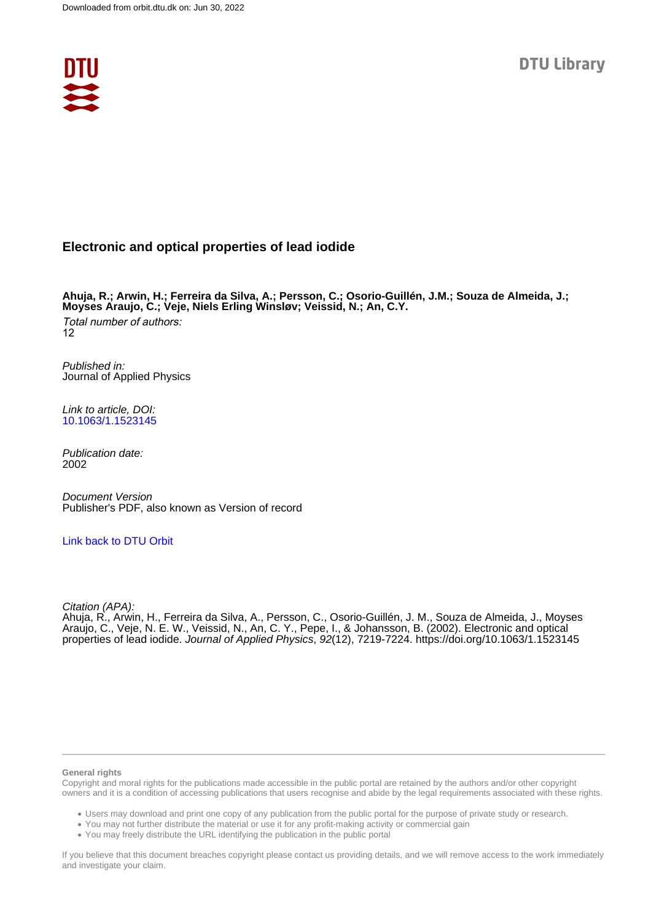Downloaded from orbit.dtu.dk on: Jun 30, 2022

DTU Library

# Electronic and optical properties of lead iodide

**Ahuja, R.; Arwin, H.; Ferreira da Silva, A.; Persson, C.; Osorio-Guillén, J.M.; Souza de Almeida, J.; Moyses Araujo, C.; Veje, Niels Erling Winsløv; Veissid, N.; An, C.Y.**

*Total number of authors:*
12

*Published in:*
Journal of Applied Physics

*Link to article, DOI:*
[10.1063/1.1523145](https://doi.org/10.1063/1.1523145)

*Publication date:*
2002

*Document Version*
Publisher's PDF, also known as Version of record

[Link back to DTU Orbit](https://orbit.dtu.dk)

*Citation (APA):*
Ahuja, R., Arwin, H., Ferreira da Silva, A., Persson, C., Osorio-Guillén, J. M., Souza de Almeida, J., Moyses Araujo, C., Veje, N. E. W., Veissid, N., An, C. Y., Pepe, I., & Johansson, B. (2002). Electronic and optical properties of lead iodide. *Journal of Applied Physics*, *92*(12), 7219-7224. https://doi.org/10.1063/1.1523145

**General rights**

Copyright and moral rights for the publications made accessible in the public portal are retained by the authors and/or other copyright owners and it is a condition of accessing publications that users recognise and abide by the legal requirements associated with these rights.

- Users may download and print one copy of any publication from the public portal for the purpose of private study or research.
- You may not further distribute the material or use it for any profit-making activity or commercial gain
- You may freely distribute the URL identifying the publication in the public portal

If you believe that this document breaches copyright please contact us providing details, and we will remove access to the work immediately and investigate your claim.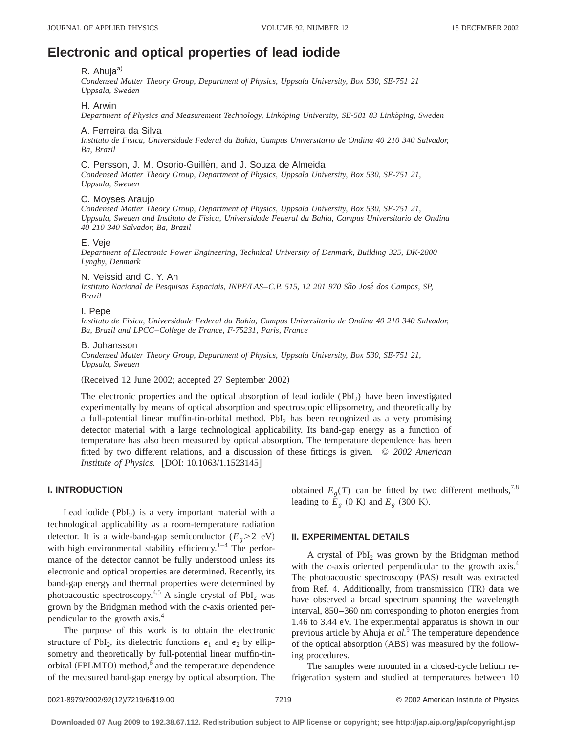# Electronic and optical properties of lead iodide

R. Ahuja[a)]
*Condensed Matter Theory Group, Department of Physics, Uppsala University, Box 530, SE-751 21 Uppsala, Sweden*

H. Arwin
*Department of Physics and Measurement Technology, Linköping University, SE-581 83 Linköping, Sweden*

A. Ferreira da Silva
*Instituto de Fisica, Universidade Federal da Bahia, Campus Universitario de Ondina 40 210 340 Salvador, Ba, Brazil*

C. Persson, J. M. Osorio-Guillén, and J. Souza de Almeida
*Condensed Matter Theory Group, Department of Physics, Uppsala University, Box 530, SE-751 21, Uppsala, Sweden*

C. Moyses Araujo
*Condensed Matter Theory Group, Department of Physics, Uppsala University, Box 530, SE-751 21, Uppsala, Sweden and Instituto de Fisica, Universidade Federal da Bahia, Campus Universitario de Ondina 40 210 340 Salvador, Ba, Brazil*

E. Veje
*Department of Electronic Power Engineering, Technical University of Denmark, Building 325, DK-2800 Lyngby, Denmark*

N. Veissid and C. Y. An
*Instituto Nacional de Pesquisas Espaciais, INPE/LAS–C.P. 515, 12 201 970 São José dos Campos, SP, Brazil*

I. Pepe
*Instituto de Fisica, Universidade Federal da Bahia, Campus Universitario de Ondina 40 210 340 Salvador, Ba, Brazil and LPCC–College de France, F-75231, Paris, France*

B. Johansson
*Condensed Matter Theory Group, Department of Physics, Uppsala University, Box 530, SE-751 21, Uppsala, Sweden*

(Received 12 June 2002; accepted 27 September 2002)

The electronic properties and the optical absorption of lead iodide ($PbI_2$) have been investigated experimentally by means of optical absorption and spectroscopic ellipsometry, and theoretically by a full-potential linear muffin-tin-orbital method. $PbI_2$ has been recognized as a very promising detector material with a large technological applicability. Its band-gap energy as a function of temperature has also been measured by optical absorption. The temperature dependence has been fitted by two different relations, and a discussion of these fittings is given. *© 2002 American Institute of Physics.* [DOI: 10.1063/1.1523145]

## I. INTRODUCTION

Lead iodide ($PbI_2$) is a very important material with a technological applicability as a room-temperature radiation detector. It is a wide-band-gap semiconductor ($E_g > 2$ eV) with high environmental stability efficiency.[1–4] The performance of the detector cannot be fully understood unless its electronic and optical properties are determined. Recently, its band-gap energy and thermal properties were determined by photoacoustic spectroscopy.[4,5] A single crystal of $PbI_2$ was grown by the Bridgman method with the *c*-axis oriented perpendicular to the growth axis.[4]

The purpose of this work is to obtain the electronic structure of $PbI_2$, its dielectric functions $\epsilon_1$ and $\epsilon_2$ by ellipsometry and theoretically by full-potential linear muffin-tin-orbital (FPLMTO) method,[6] and the temperature dependence of the measured band-gap energy by optical absorption. The obtained $E_g(T)$ can be fitted by two different methods,[7,8] leading to $E_g$ (0 K) and $E_g$ (300 K).

## II. EXPERIMENTAL DETAILS

A crystal of $PbI_2$ was grown by the Bridgman method with the *c*-axis oriented perpendicular to the growth axis.[4] The photoacoustic spectroscopy (PAS) result was extracted from Ref. 4. Additionally, from transmission (TR) data we have observed a broad spectrum spanning the wavelength interval, 850–360 nm corresponding to photon energies from 1.46 to 3.44 eV. The experimental apparatus is shown in our previous article by Ahuja *et al.*[9] The temperature dependence of the optical absorption (ABS) was measured by the following procedures.

The samples were mounted in a closed-cycle helium refrigeration system and studied at temperatures between 10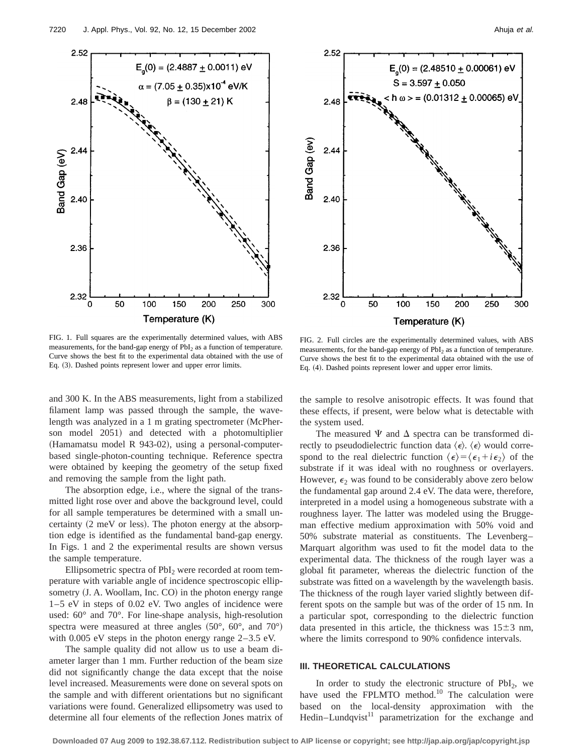FIG. 1. Full squares are the experimentally determined values, with ABS measurements, for the band-gap energy of $PbI_2$ as a function of temperature. Curve shows the best fit to the experimental data obtained with the use of Eq. (3). Dashed points represent lower and upper error limits.

FIG. 2. Full circles are the experimentally determined values, with ABS measurements, for the band-gap energy of $PbI_2$ as a function of temperature. Curve shows the best fit to the experimental data obtained with the use of Eq. (4). Dashed points represent lower and upper error limits.

and 300 K. In the ABS measurements, light from a stabilized filament lamp was passed through the sample, the wavelength was analyzed in a 1 m grating spectrometer (McPherson model 2051) and detected with a photomultiplier (Hamamatsu model R 943-02), using a personal-computer-based single-photon-counting technique. Reference spectra were obtained by keeping the geometry of the setup fixed and removing the sample from the light path.

The absorption edge, i.e., where the signal of the transmitted light rose over and above the background level, could for all sample temperatures be determined with a small uncertainty (2 meV or less). The photon energy at the absorption edge is identified as the fundamental band-gap energy. In Figs. 1 and 2 the experimental results are shown versus the sample temperature.

Ellipsometric spectra of $PbI_2$ were recorded at room temperature with variable angle of incidence spectroscopic ellipsometry (J. A. Woollam, Inc. CO) in the photon energy range 1–5 eV in steps of 0.02 eV. Two angles of incidence were used: 60° and 70°. For line-shape analysis, high-resolution spectra were measured at three angles (50°, 60°, and 70°) with 0.005 eV steps in the photon energy range 2–3.5 eV.

The sample quality did not allow us to use a beam diameter larger than 1 mm. Further reduction of the beam size did not significantly change the data except that the noise level increased. Measurements were done on several spots on the sample and with different orientations but no significant variations were found. Generalized ellipsometry was used to determine all four elements of the reflection Jones matrix of the sample to resolve anisotropic effects. It was found that these effects, if present, were below what is detectable with the system used.

The measured $\Psi$ and $\Delta$ spectra can be transformed directly to pseudodielectric function data $\langle\epsilon\rangle$. $\langle\epsilon\rangle$ would correspond to the real dielectric function $\langle\epsilon\rangle=\langle\epsilon_1+i\epsilon_2\rangle$ of the substrate if it was ideal with no roughness or overlayers. However, $\epsilon_2$ was found to be considerably above zero below the fundamental gap around 2.4 eV. The data were, therefore, interpreted in a model using a homogeneous substrate with a roughness layer. The latter was modeled using the Bruggeman effective medium approximation with 50% void and 50% substrate material as constituents. The Levenberg–Marquart algorithm was used to fit the model data to the experimental data. The thickness of the rough layer was a global fit parameter, whereas the dielectric function of the substrate was fitted on a wavelength by the wavelength basis. The thickness of the rough layer varied slightly between different spots on the sample but was of the order of 15 nm. In a particular spot, corresponding to the dielectric function data presented in this article, the thickness was $15\pm3$ nm, where the limits correspond to 90% confidence intervals.

## III. THEORETICAL CALCULATIONS

In order to study the electronic structure of $PbI_2$, we have used the FPLMTO method.[10] The calculation were based on the local-density approximation with the Hedin–Lundqvist[11] parametrization for the exchange and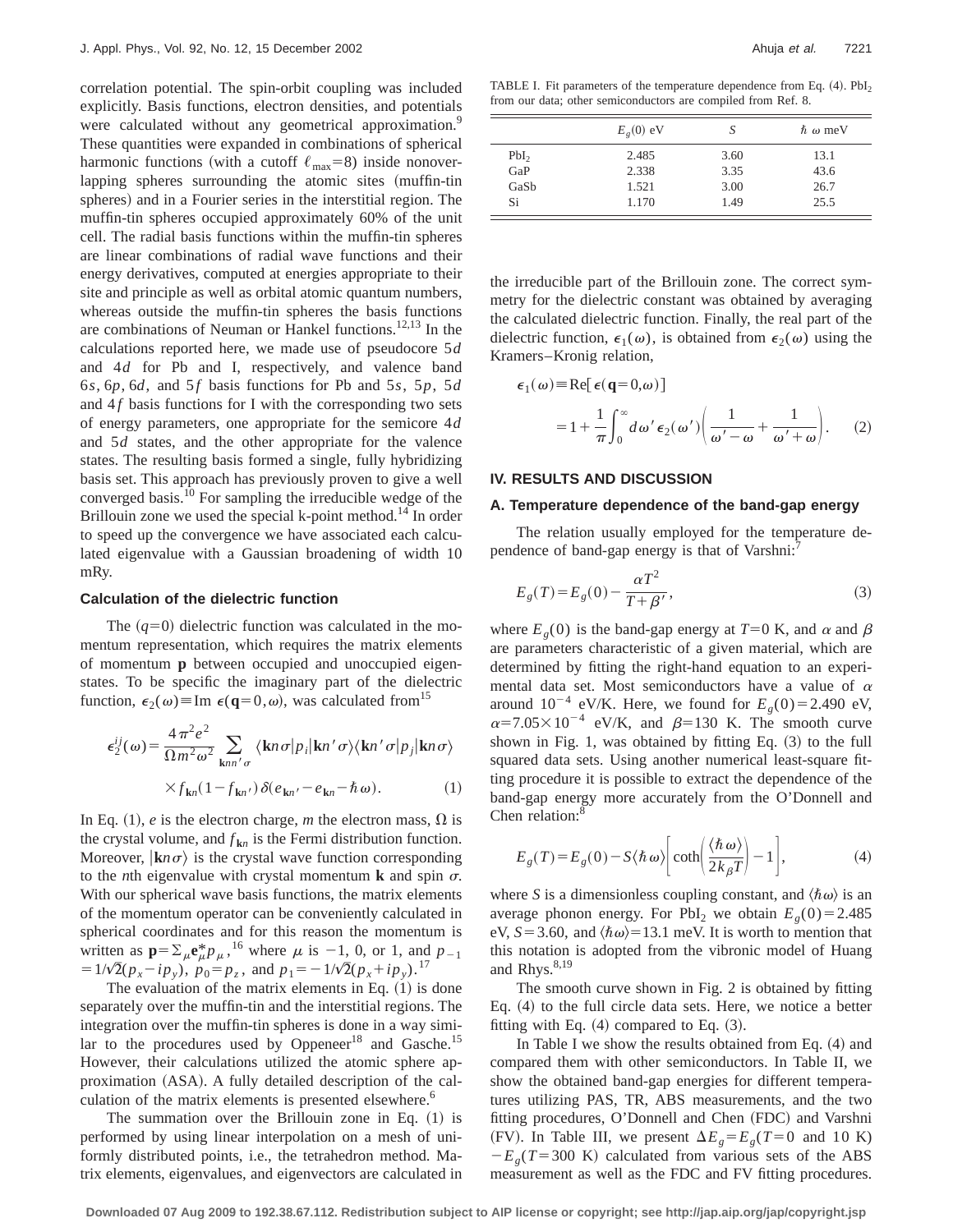correlation potential. The spin-orbit coupling was included explicitly. Basis functions, electron densities, and potentials were calculated without any geometrical approximation.[9] These quantities were expanded in combinations of spherical harmonic functions (with a cutoff $\ell_{max}=8$) inside nonoverlapping spheres surrounding the atomic sites (muffin-tin spheres) and in a Fourier series in the interstitial region. The muffin-tin spheres occupied approximately 60% of the unit cell. The radial basis functions within the muffin-tin spheres are linear combinations of radial wave functions and their energy derivatives, computed at energies appropriate to their site and principle as well as orbital atomic quantum numbers, whereas outside the muffin-tin spheres the basis functions are combinations of Neuman or Hankel functions.[12,13] In the calculations reported here, we made use of pseudocore $5d$ and $4d$ for Pb and I, respectively, and valence band $6s$, $6p$, $6d$, and $5f$ basis functions for Pb and $5s$, $5p$, $5d$ and $4f$ basis functions for I with the corresponding two sets of energy parameters, one appropriate for the semicore $4d$ and $5d$ states, and the other appropriate for the valence states. The resulting basis formed a single, fully hybridizing basis set. This approach has previously proven to give a well converged basis.[10] For sampling the irreducible wedge of the Brillouin zone we used the special k-point method.[14] In order to speed up the convergence we have associated each calculated eigenvalue with a Gaussian broadening of width 10 mRy.

### Calculation of the dielectric function

The $(q=0)$ dielectric function was calculated in the momentum representation, which requires the matrix elements of momentum $\mathbf{p}$ between occupied and unoccupied eigenstates. To be specific the imaginary part of the dielectric function, $\epsilon_2(\omega) \equiv \mathrm{Im}\, \epsilon(\mathbf{q}=0,\omega)$, was calculated from[15]

$$\epsilon_2^{ij}(\omega) = \frac{4\pi^2 e^2}{\Omega m^2 \omega^2} \sum_{\mathbf{k}nn'\sigma} \langle \mathbf{k}n\sigma | p_i | \mathbf{k}n'\sigma \rangle \langle \mathbf{k}n'\sigma | p_j | \mathbf{k}n\sigma \rangle \times f_{\mathbf{k}n}(1-f_{\mathbf{k}n'}) \delta(e_{\mathbf{k}n'} - e_{\mathbf{k}n} - \hbar\omega). \quad (1)$$

In Eq. (1), $e$ is the electron charge, $m$ the electron mass, $\Omega$ is the crystal volume, and $f_{\mathbf{k}n}$ is the Fermi distribution function. Moreover, $|\mathbf{k}n\sigma\rangle$ is the crystal wave function corresponding to the $n$th eigenvalue with crystal momentum $\mathbf{k}$ and spin $\sigma$. With our spherical wave basis functions, the matrix elements of the momentum operator can be conveniently calculated in spherical coordinates and for this reason the momentum is written as $\mathbf{p} = \Sigma_\mu \mathbf{e}_\mu^* p_\mu$,[16] where $\mu$ is $-1$, 0, or 1, and $p_{-1} = 1/\sqrt{2}(p_x - ip_y)$, $p_0 = p_z$, and $p_1 = -1/\sqrt{2}(p_x + ip_y)$.[17]

The evaluation of the matrix elements in Eq. (1) is done separately over the muffin-tin and the interstitial regions. The integration over the muffin-tin spheres is done in a way similar to the procedures used by Oppeneer[18] and Gasche.[15] However, their calculations utilized the atomic sphere approximation (ASA). A fully detailed description of the calculation of the matrix elements is presented elsewhere.[6]

The summation over the Brillouin zone in Eq. (1) is performed by using linear interpolation on a mesh of uniformly distributed points, i.e., the tetrahedron method. Matrix elements, eigenvalues, and eigenvectors are calculated in the irreducible part of the Brillouin zone. The correct symmetry for the dielectric constant was obtained by averaging the calculated dielectric function. Finally, the real part of the dielectric function, $\epsilon_1(\omega)$, is obtained from $\epsilon_2(\omega)$ using the Kramers–Kronig relation,

$$\epsilon_1(\omega) \equiv \mathrm{Re}[\epsilon(\mathbf{q}=0,\omega)] = 1 + \frac{1}{\pi}\int_0^\infty d\omega' \epsilon_2(\omega') \left( \frac{1}{\omega' - \omega} + \frac{1}{\omega' + \omega} \right). \quad (2)$$

TABLE I. Fit parameters of the temperature dependence from Eq. (4). $PbI_2$ from our data; other semiconductors are compiled from Ref. 8.

| | $E_g(0)$ eV | $S$ | $\hbar\omega$ meV |
|---|---|---|---|
| $PbI_2$ | 2.485 | 3.60 | 13.1 |
| GaP | 2.338 | 3.35 | 43.6 |
| GaSb | 1.521 | 3.00 | 26.7 |
| Si | 1.170 | 1.49 | 25.5 |

## IV. RESULTS AND DISCUSSION

### A. Temperature dependence of the band-gap energy

The relation usually employed for the temperature dependence of band-gap energy is that of Varshni:[7]

$$E_g(T) = E_g(0) - \frac{\alpha T^2}{T + \beta'}, \quad (3)$$

where $E_g(0)$ is the band-gap energy at $T=0$ K, and $\alpha$ and $\beta$ are parameters characteristic of a given material, which are determined by fitting the right-hand equation to an experimental data set. Most semiconductors have a value of $\alpha$ around $10^{-4}$ eV/K. Here, we found for $E_g(0)=2.490$ eV, $\alpha=7.05\times10^{-4}$ eV/K, and $\beta=130$ K. The smooth curve shown in Fig. 1, was obtained by fitting Eq. (3) to the full squared data sets. Using another numerical least-square fitting procedure it is possible to extract the dependence of the band-gap energy more accurately from the O'Donnell and Chen relation:[8]

$$E_g(T) = E_g(0) - S\langle\hbar\omega\rangle \left[ \coth\left( \frac{\langle\hbar\omega\rangle}{2k_\beta T} \right) - 1 \right], \quad (4)$$

where $S$ is a dimensionless coupling constant, and $\langle\hbar\omega\rangle$ is an average phonon energy. For $PbI_2$ we obtain $E_g(0)=2.485$ eV, $S=3.60$, and $\langle\hbar\omega\rangle=13.1$ meV. It is worth to mention that this notation is adopted from the vibronic model of Huang and Rhys.[8,19]

The smooth curve shown in Fig. 2 is obtained by fitting Eq. (4) to the full circle data sets. Here, we notice a better fitting with Eq. (4) compared to Eq. (3).

In Table I we show the results obtained from Eq. (4) and compared them with other semiconductors. In Table II, we show the obtained band-gap energies for different temperatures utilizing PAS, TR, ABS measurements, and the two fitting procedures, O'Donnell and Chen (FDC) and Varshni (FV). In Table III, we present $\Delta E_g = E_g(T=0$ and 10 K$) - E_g(T=300$ K$)$ calculated from various sets of the ABS measurement as well as the FDC and FV fitting procedures.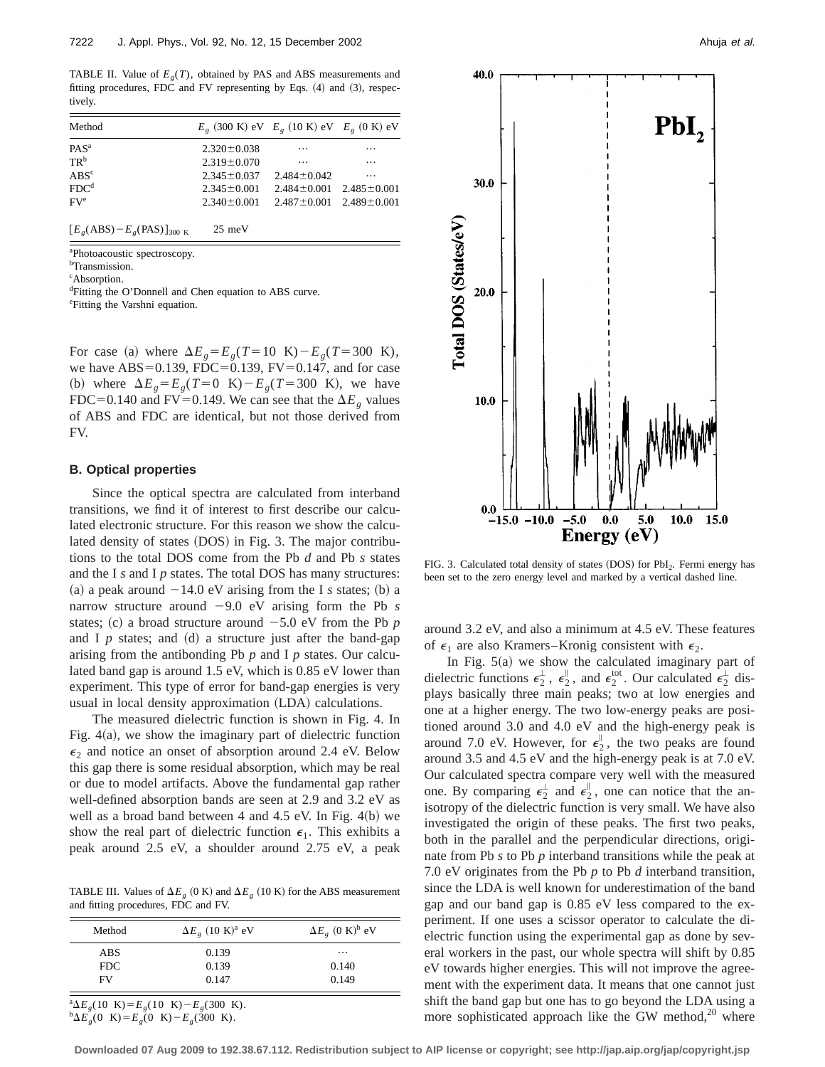TABLE II. Value of $E_g(T)$, obtained by PAS and ABS measurements and fitting procedures, FDC and FV representing by Eqs. (4) and (3), respectively.

| Method | $E_g$ (300 K) eV | $E_g$ (10 K) eV | $E_g$ (0 K) eV |
|---|---|---|---|
| PAS[a] | $2.320 \pm 0.038$ | ⋯ | ⋯ |
| TR[b] | $2.319 \pm 0.070$ | ⋯ | ⋯ |
| ABS[c] | $2.345 \pm 0.037$ | $2.484 \pm 0.042$ | ⋯ |
| FDC[d] | $2.345 \pm 0.001$ | $2.484 \pm 0.001$ | $2.485 \pm 0.001$ |
| FV[e] | $2.340 \pm 0.001$ | $2.487 \pm 0.001$ | $2.489 \pm 0.001$ |
| $[E_g(\mathrm{ABS}) - E_g(\mathrm{PAS})]_{300\ \mathrm{K}}$ | 25 meV | | |

[a]Photoacoustic spectroscopy.
[b]Transmission.
[c]Absorption.
[d]Fitting the O'Donnell and Chen equation to ABS curve.
[e]Fitting the Varshni equation.

For case (a) where $\Delta E_g = E_g(T=10\ \mathrm{K}) - E_g(T=300\ \mathrm{K})$, we have ABS=0.139, FDC=0.139, FV=0.147, and for case (b) where $\Delta E_g = E_g(T=0\ \mathrm{K}) - E_g(T=300\ \mathrm{K})$, we have FDC=0.140 and FV=0.149. We can see that the $\Delta E_g$ values of ABS and FDC are identical, but not those derived from FV.

## B. Optical properties

Since the optical spectra are calculated from interband transitions, we find it of interest to first describe our calculated electronic structure. For this reason we show the calculated density of states (DOS) in Fig. 3. The major contributions to the total DOS come from the Pb *d* and Pb *s* states and the I *s* and I *p* states. The total DOS has many structures: (a) a peak around −14.0 eV arising from the I *s* states; (b) a narrow structure around −9.0 eV arising form the Pb *s* states; (c) a broad structure around −5.0 eV from the Pb *p* and I *p* states; and (d) a structure just after the band-gap arising from the antibonding Pb *p* and I *p* states. Our calculated band gap is around 1.5 eV, which is 0.85 eV lower than experiment. This type of error for band-gap energies is very usual in local density approximation (LDA) calculations.

The measured dielectric function is shown in Fig. 4. In Fig. 4(a), we show the imaginary part of dielectric function $\epsilon_2$ and notice an onset of absorption around 2.4 eV. Below this gap there is some residual absorption, which may be real or due to model artifacts. Above the fundamental gap rather well-defined absorption bands are seen at 2.9 and 3.2 eV as well as a broad band between 4 and 4.5 eV. In Fig. 4(b) we show the real part of dielectric function $\epsilon_1$. This exhibits a peak around 2.5 eV, a shoulder around 2.75 eV, a peak around 3.2 eV, and also a minimum at 4.5 eV. These features of $\epsilon_1$ are also Kramers–Kronig consistent with $\epsilon_2$.

TABLE III. Values of $\Delta E_g$ (0 K) and $\Delta E_g$ (10 K) for the ABS measurement and fitting procedures, FDC and FV.

| Method | $\Delta E_g$ (10 K)[a] eV | $\Delta E_g$ (0 K)[b] eV |
|---|---|---|
| ABS | 0.139 | ⋯ |
| FDC | 0.139 | 0.140 |
| FV | 0.147 | 0.149 |

[a]$\Delta E_g(10\ \mathrm{K}) = E_g(10\ \mathrm{K}) - E_g(300\ \mathrm{K})$.
[b]$\Delta E_g(0\ \mathrm{K}) = E_g(0\ \mathrm{K}) - E_g(300\ \mathrm{K})$.

FIG. 3. Calculated total density of states (DOS) for $PbI_2$. Fermi energy has been set to the zero energy level and marked by a vertical dashed line.

In Fig. 5(a) we show the calculated imaginary part of dielectric functions $\epsilon_2^{\perp}$, $\epsilon_2^{\parallel}$, and $\epsilon_2^{\mathrm{tot}}$. Our calculated $\epsilon_2^{\perp}$ displays basically three main peaks; two at low energies and one at a higher energy. The two low-energy peaks are positioned around 3.0 and 4.0 eV and the high-energy peak is around 7.0 eV. However, for $\epsilon_2^{\parallel}$, the two peaks are found around 3.5 and 4.5 eV and the high-energy peak is at 7.0 eV. Our calculated spectra compare very well with the measured one. By comparing $\epsilon_2^{\perp}$ and $\epsilon_2^{\parallel}$, one can notice that the anisotropy of the dielectric function is very small. We have also investigated the origin of these peaks. The first two peaks, both in the parallel and the perpendicular directions, originate from Pb *s* to Pb *p* interband transitions while the peak at 7.0 eV originates from the Pb *p* to Pb *d* interband transition, since the LDA is well known for underestimation of the band gap and our band gap is 0.85 eV less compared to the experiment. If one uses a scissor operator to calculate the dielectric function using the experimental gap as done by several workers in the past, our whole spectra will shift by 0.85 eV towards higher energies. This will not improve the agreement with the experiment data. It means that one cannot just shift the band gap but one has to go beyond the LDA using a more sophisticated approach like the GW method,[20] where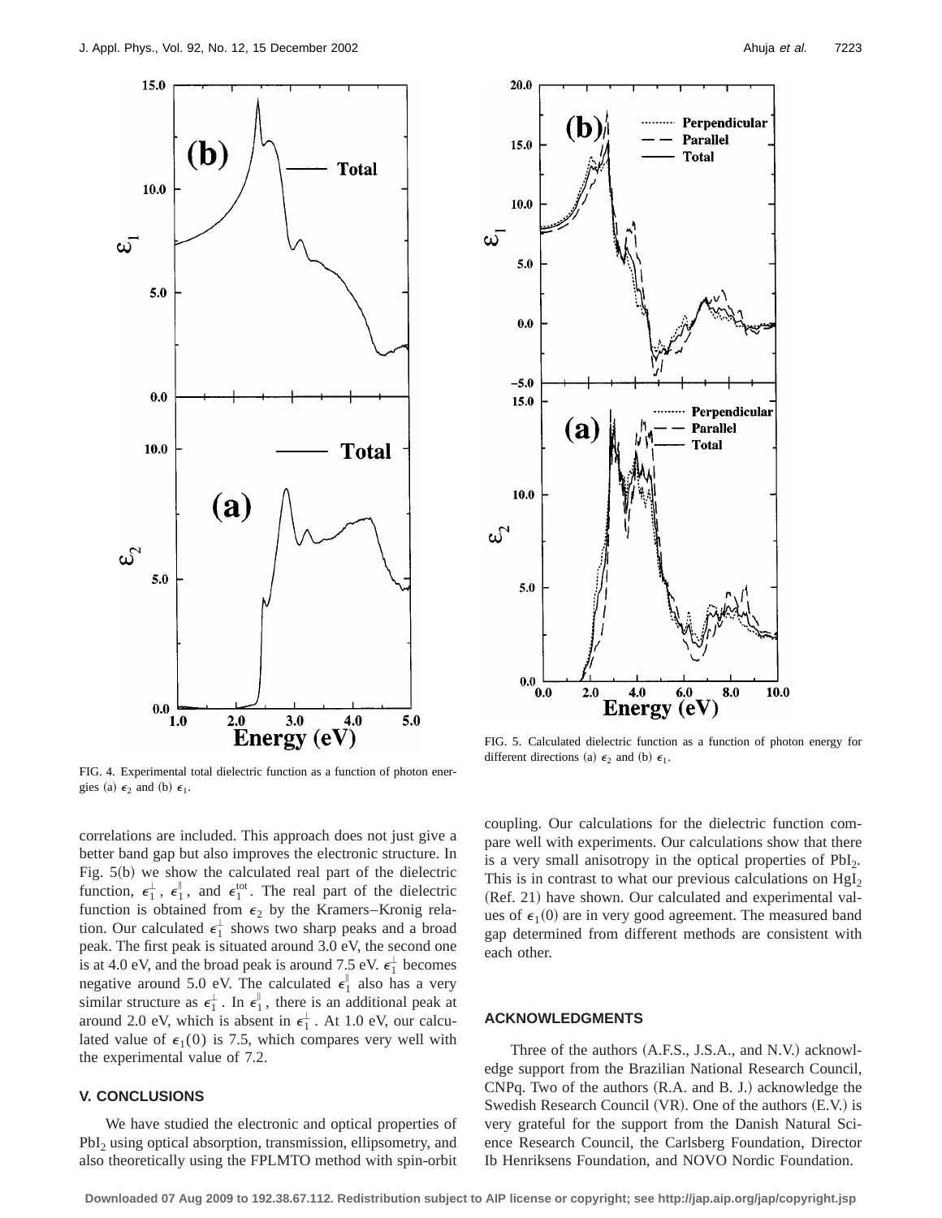FIG. 4. Experimental total dielectric function as a function of photon energies (a) $\epsilon_2$ and (b) $\epsilon_1$.

FIG. 5. Calculated dielectric function as a function of photon energy for different directions (a) $\epsilon_2$ and (b) $\epsilon_1$.

correlations are included. This approach does not just give a better band gap but also improves the electronic structure. In Fig. 5(b) we show the calculated real part of the dielectric function, $\epsilon_1^{\perp}$, $\epsilon_1^{\parallel}$, and $\epsilon_1^{\text{tot}}$. The real part of the dielectric function is obtained from $\epsilon_2$ by the Kramers–Kronig relation. Our calculated $\epsilon_1^{\perp}$ shows two sharp peaks and a broad peak. The first peak is situated around 3.0 eV, the second one is at 4.0 eV, and the broad peak is around 7.5 eV. $\epsilon_1^{\perp}$ becomes negative around 5.0 eV. The calculated $\epsilon_1^{\parallel}$ also has a very similar structure as $\epsilon_1^{\perp}$. In $\epsilon_1^{\parallel}$, there is an additional peak at around 2.0 eV, which is absent in $\epsilon_1^{\perp}$. At 1.0 eV, our calculated value of $\epsilon_1(0)$ is 7.5, which compares very well with the experimental value of 7.2.

## V. CONCLUSIONS

We have studied the electronic and optical properties of $PbI_2$ using optical absorption, transmission, ellipsometry, and also theoretically using the FPLMTO method with spin-orbit coupling. Our calculations for the dielectric function compare well with experiments. Our calculations show that there is a very small anisotropy in the optical properties of $PbI_2$. This is in contrast to what our previous calculations on $HgI_2$ (Ref. 21) have shown. Our calculated and experimental values of $\epsilon_1(0)$ are in very good agreement. The measured band gap determined from different methods are consistent with each other.

## ACKNOWLEDGMENTS

Three of the authors (A.F.S., J.S.A., and N.V.) acknowledge support from the Brazilian National Research Council, CNPq. Two of the authors (R.A. and B. J.) acknowledge the Swedish Research Council (VR). One of the authors (E.V.) is very grateful for the support from the Danish Natural Science Research Council, the Carlsberg Foundation, Director Ib Henriksens Foundation, and NOVO Nordic Foundation.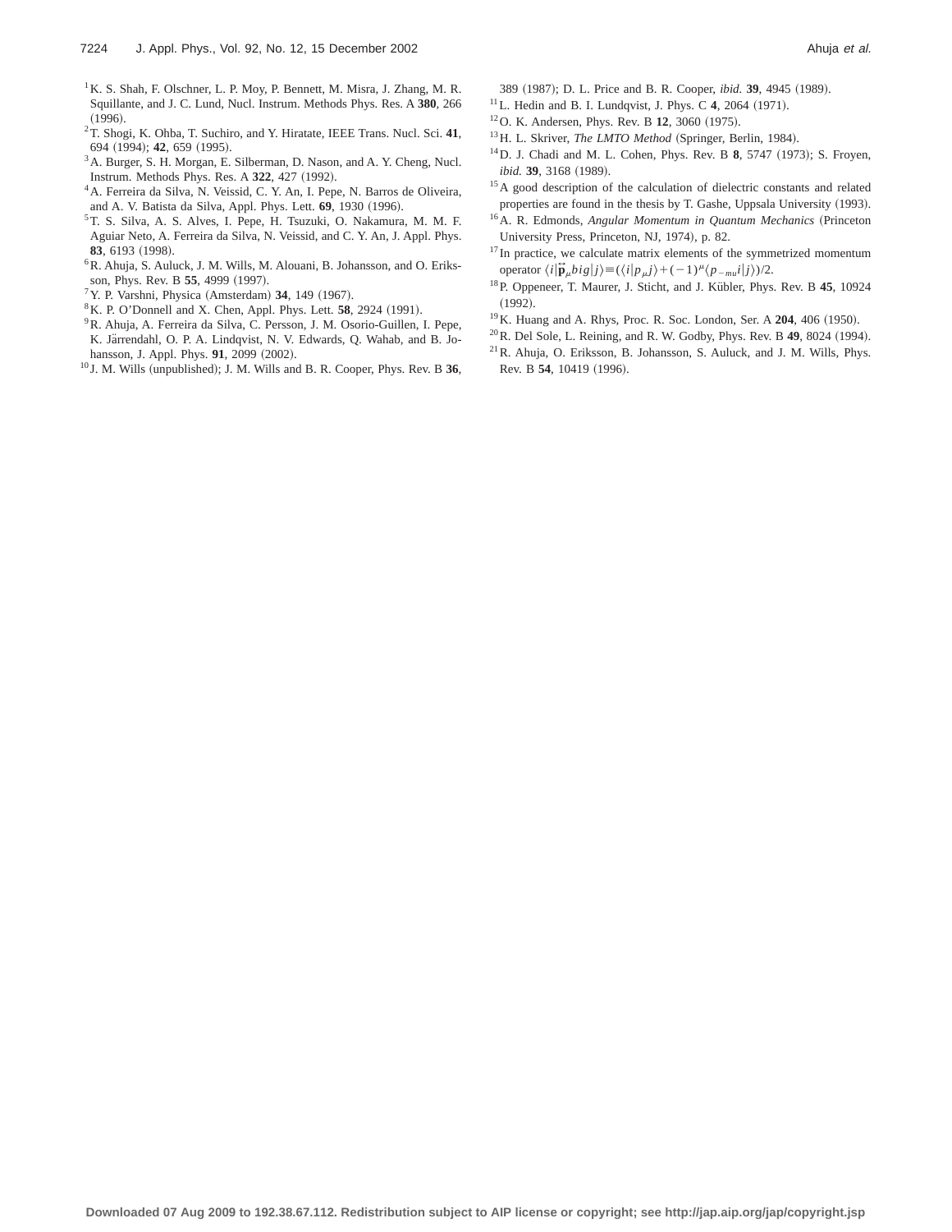[1] K. S. Shah, F. Olschner, L. P. Moy, P. Bennett, M. Misra, J. Zhang, M. R. Squillante, and J. C. Lund, Nucl. Instrum. Methods Phys. Res. A **380**, 266 (1996).

[2] T. Shogi, K. Ohba, T. Suchiro, and Y. Hiratate, IEEE Trans. Nucl. Sci. **41**, 694 (1994); **42**, 659 (1995).

[3] A. Burger, S. H. Morgan, E. Silberman, D. Nason, and A. Y. Cheng, Nucl. Instrum. Methods Phys. Res. A **322**, 427 (1992).

[4] A. Ferreira da Silva, N. Veissid, C. Y. An, I. Pepe, N. Barros de Oliveira, and A. V. Batista da Silva, Appl. Phys. Lett. **69**, 1930 (1996).

[5] T. S. Silva, A. S. Alves, I. Pepe, H. Tsuzuki, O. Nakamura, M. M. F. Aguiar Neto, A. Ferreira da Silva, N. Veissid, and C. Y. An, J. Appl. Phys. **83**, 6193 (1998).

[6] R. Ahuja, S. Auluck, J. M. Wills, M. Alouani, B. Johansson, and O. Eriksson, Phys. Rev. B **55**, 4999 (1997).

[7] Y. P. Varshni, Physica (Amsterdam) **34**, 149 (1967).

[8] K. P. O'Donnell and X. Chen, Appl. Phys. Lett. **58**, 2924 (1991).

[9] R. Ahuja, A. Ferreira da Silva, C. Persson, J. M. Osorio-Guillen, I. Pepe, K. Jàrrendahl, O. P. A. Lindqvist, N. V. Edwards, Q. Wahab, and B. Johansson, J. Appl. Phys. **91**, 2099 (2002).

[10] J. M. Wills (unpublished); J. M. Wills and B. R. Cooper, Phys. Rev. B **36**, 389 (1987); D. L. Price and B. R. Cooper, *ibid.* **39**, 4945 (1989).

[11] L. Hedin and B. I. Lundqvist, J. Phys. C **4**, 2064 (1971).

[12] O. K. Andersen, Phys. Rev. B **12**, 3060 (1975).

[13] H. L. Skriver, *The LMTO Method* (Springer, Berlin, 1984).

[14] D. J. Chadi and M. L. Cohen, Phys. Rev. B **8**, 5747 (1973); S. Froyen, *ibid.* **39**, 3168 (1989).

[15] A good description of the calculation of dielectric constants and related properties are found in the thesis by T. Gashe, Uppsala University (1993).

[16] A. R. Edmonds, *Angular Momentum in Quantum Mechanics* (Princeton University Press, Princeton, NJ, 1974), p. 82.

[17] In practice, we calculate matrix elements of the symmetrized momentum operator $\langle i|\vec{\mathbf{p}}_\mu big|j\rangle \equiv (\langle i|p_\mu j\rangle + (-1)^\mu \langle p_{-mu} i|j\rangle)/2$.

[18] P. Oppeneer, T. Maurer, J. Sticht, and J. Kübler, Phys. Rev. B **45**, 10924 (1992).

[19] K. Huang and A. Rhys, Proc. R. Soc. London, Ser. A **204**, 406 (1950).

[20] R. Del Sole, L. Reining, and R. W. Godby, Phys. Rev. B **49**, 8024 (1994).

[21] R. Ahuja, O. Eriksson, B. Johansson, S. Auluck, and J. M. Wills, Phys. Rev. B **54**, 10419 (1996).